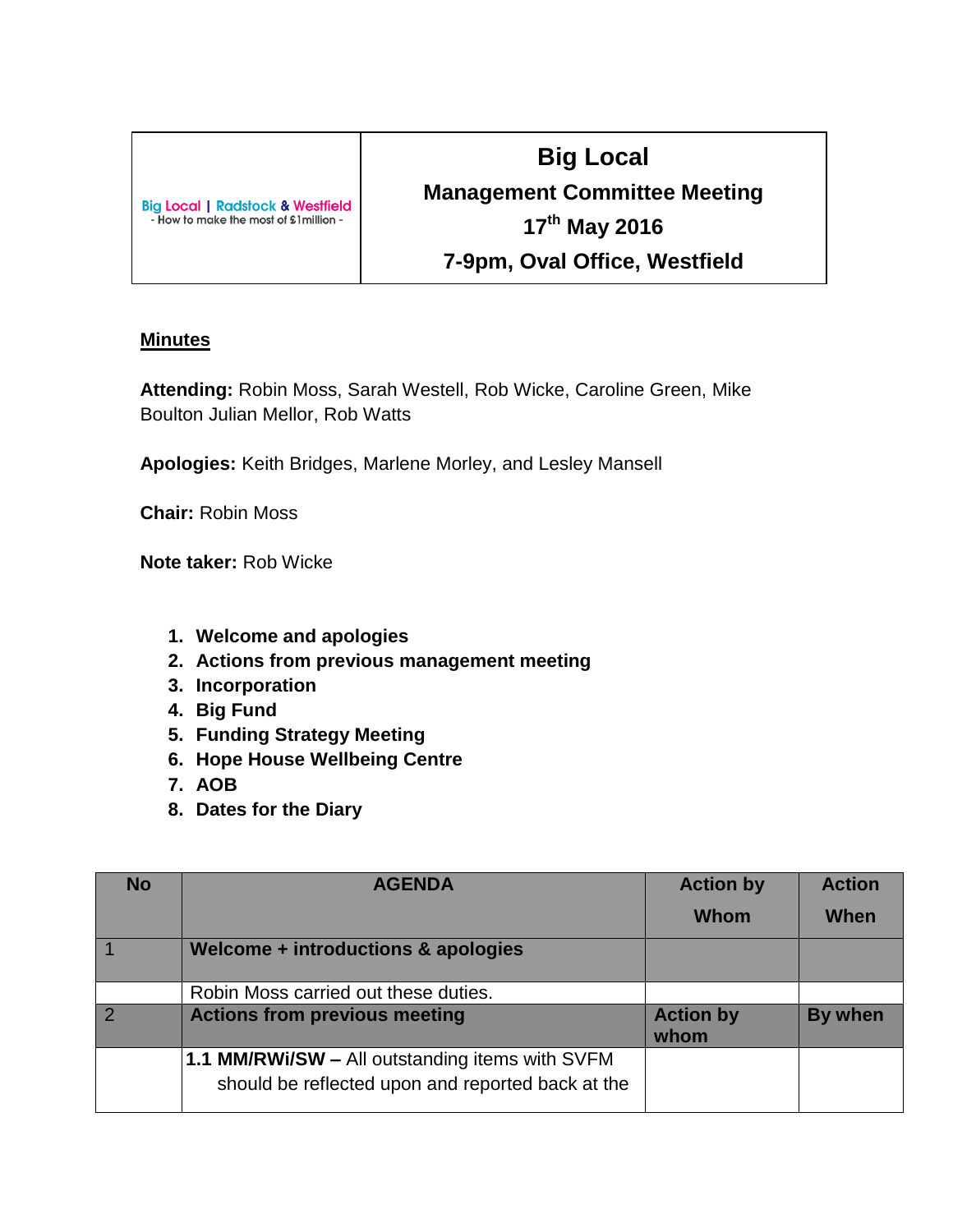| Big Local \| Radstock & Westfield - How to make the most of £1million - | **Big Local** **Management Committee Meeting** **17th May 2016** **7-9pm, Oval Office, Westfield** |
|---|---|

**Minutes**

**Attending:** Robin Moss, Sarah Westell, Rob Wicke, Caroline Green, Mike Boulton Julian Mellor, Rob Watts

**Apologies:** Keith Bridges, Marlene Morley, and Lesley Mansell

**Chair:** Robin Moss

**Note taker:** Rob Wicke

1. **Welcome and apologies**
2. **Actions from previous management meeting**
3. **Incorporation**
4. **Big Fund**
5. **Funding Strategy Meeting**
6. **Hope House Wellbeing Centre**
7. **AOB**
8. **Dates for the Diary**

| No | AGENDA | Action by Whom | Action When |
|---|---|---|---|
| 1 | **Welcome + introductions & apologies** | | |
| | Robin Moss carried out these duties. | | |
| 2 | **Actions from previous meeting** | **Action by whom** | **By when** |
| | **1.1 MM/RWi/SW –** All outstanding items with SVFM should be reflected upon and reported back at the | | |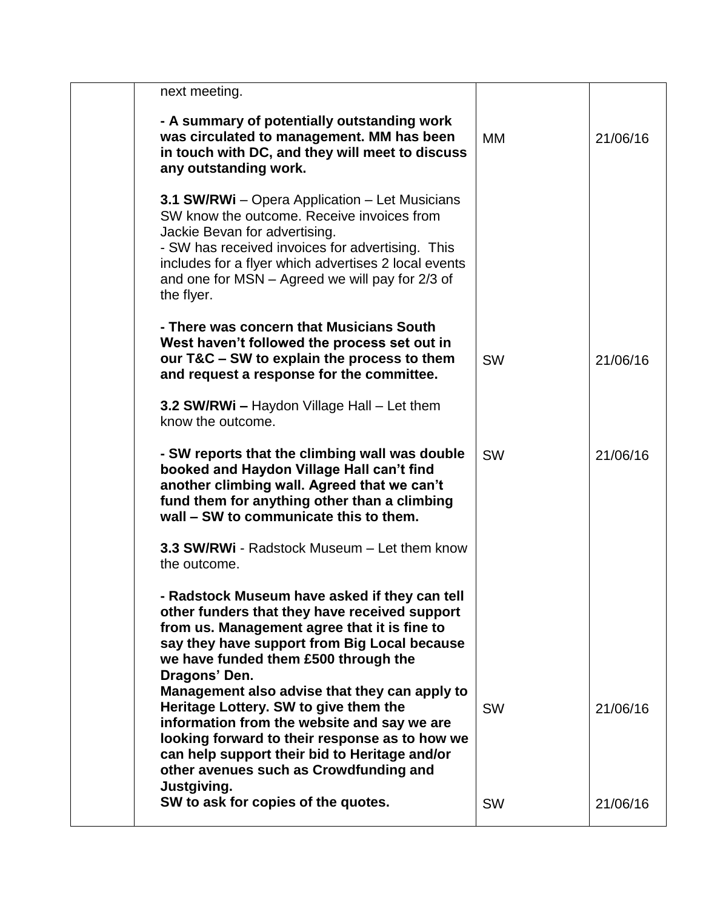| | | | |
|---|---|---|---|
| | next meeting.<br><br>**- A summary of potentially outstanding work was circulated to management. MM has been in touch with DC, and they will meet to discuss any outstanding work.** | MM | 21/06/16 |
| | **3.1 SW/RWi** – Opera Application – Let Musicians SW know the outcome. Receive invoices from Jackie Bevan for advertising.<br>- SW has received invoices for advertising. This includes for a flyer which advertises 2 local events and one for MSN – Agreed we will pay for 2/3 of the flyer.<br><br>**- There was concern that Musicians South West haven't followed the process set out in our T&C – SW to explain the process to them and request a response for the committee.** | SW | 21/06/16 |
| | **3.2 SW/RWi –** Haydon Village Hall – Let them know the outcome.<br><br>**- SW reports that the climbing wall was double booked and Haydon Village Hall can't find another climbing wall. Agreed that we can't fund them for anything other than a climbing wall – SW to communicate this to them.** | SW | 21/06/16 |
| | **3.3 SW/RWi** - Radstock Museum – Let them know the outcome.<br><br>**- Radstock Museum have asked if they can tell other funders that they have received support from us. Management agree that it is fine to say they have support from Big Local because we have funded them £500 through the Dragons' Den.**<br>**Management also advise that they can apply to Heritage Lottery. SW to give them the information from the website and say we are looking forward to their response as to how we can help support their bid to Heritage and/or other avenues such as Crowdfunding and Justgiving.** | SW | 21/06/16 |
| | **SW to ask for copies of the quotes.** | SW | 21/06/16 |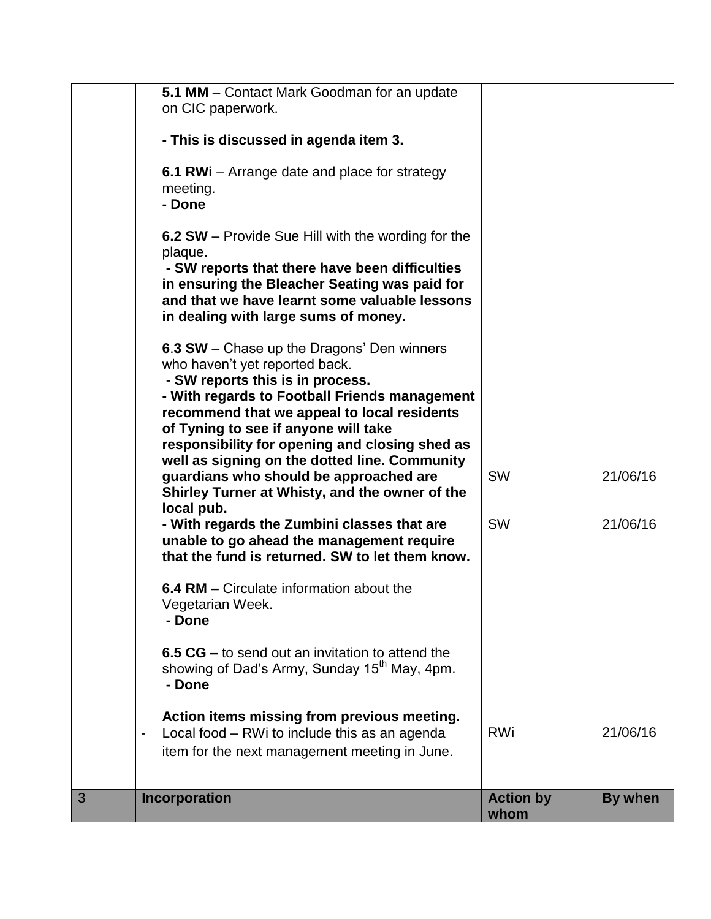| | | | |
|---|---|---|---|
| | **5.1 MM** – Contact Mark Goodman for an update on CIC paperwork.<br><br>**- This is discussed in agenda item 3.**<br><br>**6.1 RWi** – Arrange date and place for strategy meeting.<br>**- Done**<br><br>**6.2 SW** – Provide Sue Hill with the wording for the plaque.<br>**- SW reports that there have been difficulties in ensuring the Bleacher Seating was paid for and that we have learnt some valuable lessons in dealing with large sums of money.**<br><br>**6.3 SW** – Chase up the Dragons' Den winners who haven't yet reported back.<br>- **SW reports this is in process.**<br>**- With regards to Football Friends management recommend that we appeal to local residents of Tyning to see if anyone will take responsibility for opening and closing shed as well as signing on the dotted line. Community guardians who should be approached are Shirley Turner at Whisty, and the owner of the local pub.** | SW | 21/06/16 |
| | **- With regards the Zumbini classes that are unable to go ahead the management require that the fund is returned. SW to let them know.**<br><br>**6.4 RM –** Circulate information about the Vegetarian Week.<br>**- Done**<br><br>**6.5 CG –** to send out an invitation to attend the showing of Dad's Army, Sunday 15th May, 4pm.<br>**- Done** | SW | 21/06/16 |
| | **Action items missing from previous meeting.**<br>- Local food – RWi to include this as an agenda item for the next management meeting in June. | RWi | 21/06/16 |
| 3 | **Incorporation** | **Action by whom** | **By when** |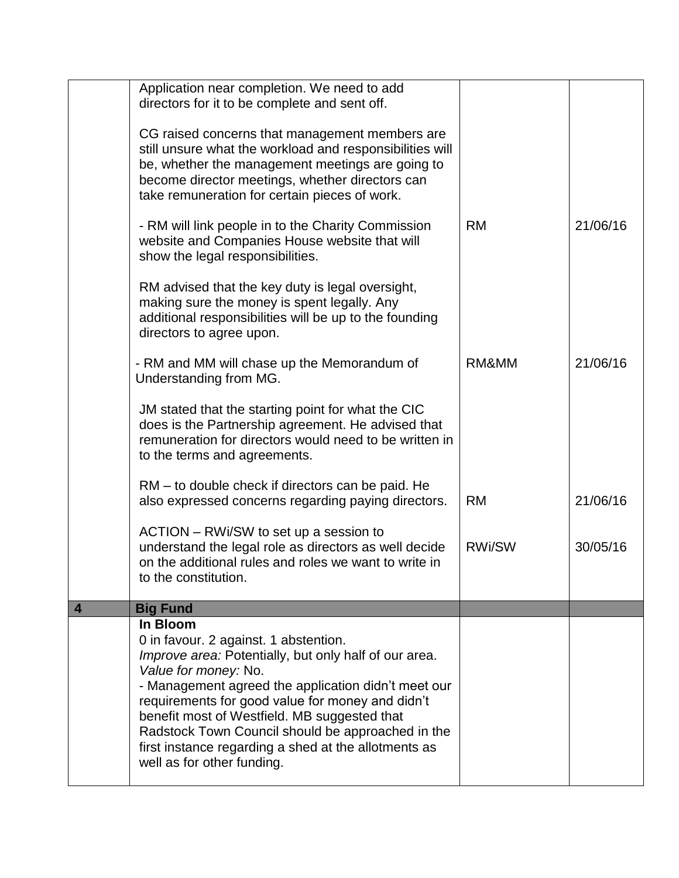| | | | |
|---|---|---|---|
| | Application near completion. We need to add directors for it to be complete and sent off.<br><br>CG raised concerns that management members are still unsure what the workload and responsibilities will be, whether the management meetings are going to become director meetings, whether directors can take remuneration for certain pieces of work.<br><br>- RM will link people in to the Charity Commission website and Companies House website that will show the legal responsibilities.<br><br>RM advised that the key duty is legal oversight, making sure the money is spent legally. Any additional responsibilities will be up to the founding directors to agree upon.<br><br>- RM and MM will chase up the Memorandum of Understanding from MG.<br><br>JM stated that the starting point for what the CIC does is the Partnership agreement. He advised that remuneration for directors would need to be written in to the terms and agreements.<br><br>RM – to double check if directors can be paid. He also expressed concerns regarding paying directors.<br><br>ACTION – RWi/SW to set up a session to understand the legal role as directors as well decide on the additional rules and roles we want to write in to the constitution. | RM<br><br>RM&MM<br><br>RM<br><br>RWi/SW | 21/06/16<br><br>21/06/16<br><br>21/06/16<br><br>30/05/16 |
| **4** | **Big Fund** | | |
| | **In Bloom**<br>0 in favour. 2 against. 1 abstention.<br>*Improve area:* Potentially, but only half of our area.<br>*Value for money:* No.<br>- Management agreed the application didn't meet our requirements for good value for money and didn't benefit most of Westfield. MB suggested that Radstock Town Council should be approached in the first instance regarding a shed at the allotments as well as for other funding. | | |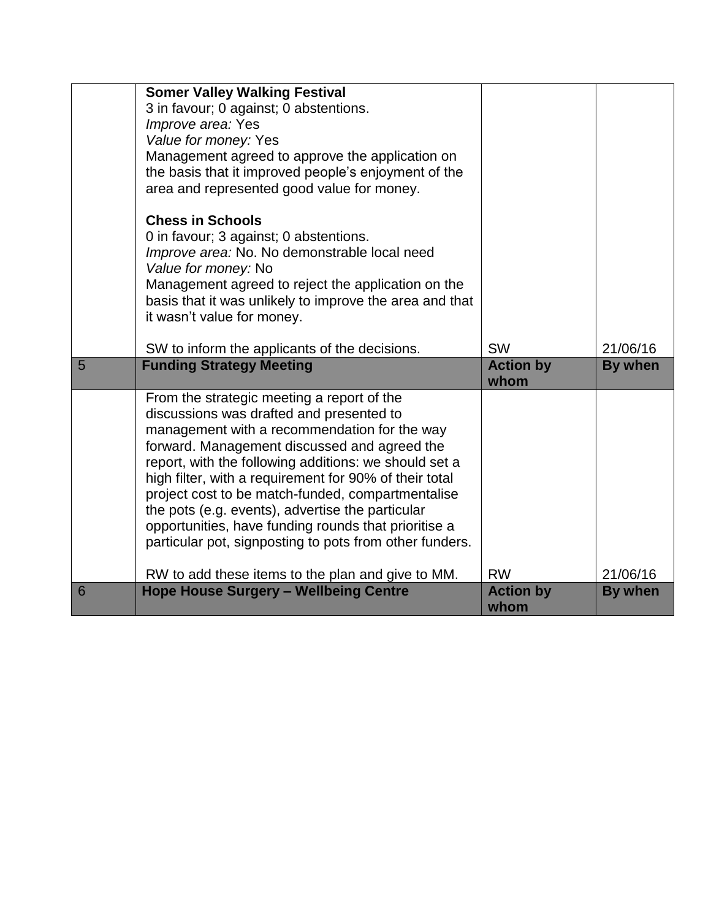| | | | |
|---|---|---|---|
| | **Somer Valley Walking Festival**<br>3 in favour; 0 against; 0 abstentions.<br>*Improve area:* Yes<br>*Value for money:* Yes<br>Management agreed to approve the application on the basis that it improved people's enjoyment of the area and represented good value for money.<br><br>**Chess in Schools**<br>0 in favour; 3 against; 0 abstentions.<br>*Improve area:* No. No demonstrable local need<br>*Value for money:* No<br>Management agreed to reject the application on the basis that it was unlikely to improve the area and that it wasn't value for money.<br><br>SW to inform the applicants of the decisions. | SW | 21/06/16 |
| 5 | **Funding Strategy Meeting** | **Action by whom** | **By when** |
| | From the strategic meeting a report of the discussions was drafted and presented to management with a recommendation for the way forward. Management discussed and agreed the report, with the following additions: we should set a high filter, with a requirement for 90% of their total project cost to be match-funded, compartmentalise the pots (e.g. events), advertise the particular opportunities, have funding rounds that prioritise a particular pot, signposting to pots from other funders.<br><br>RW to add these items to the plan and give to MM. | RW | 21/06/16 |
| 6 | **Hope House Surgery – Wellbeing Centre** | **Action by whom** | **By when** |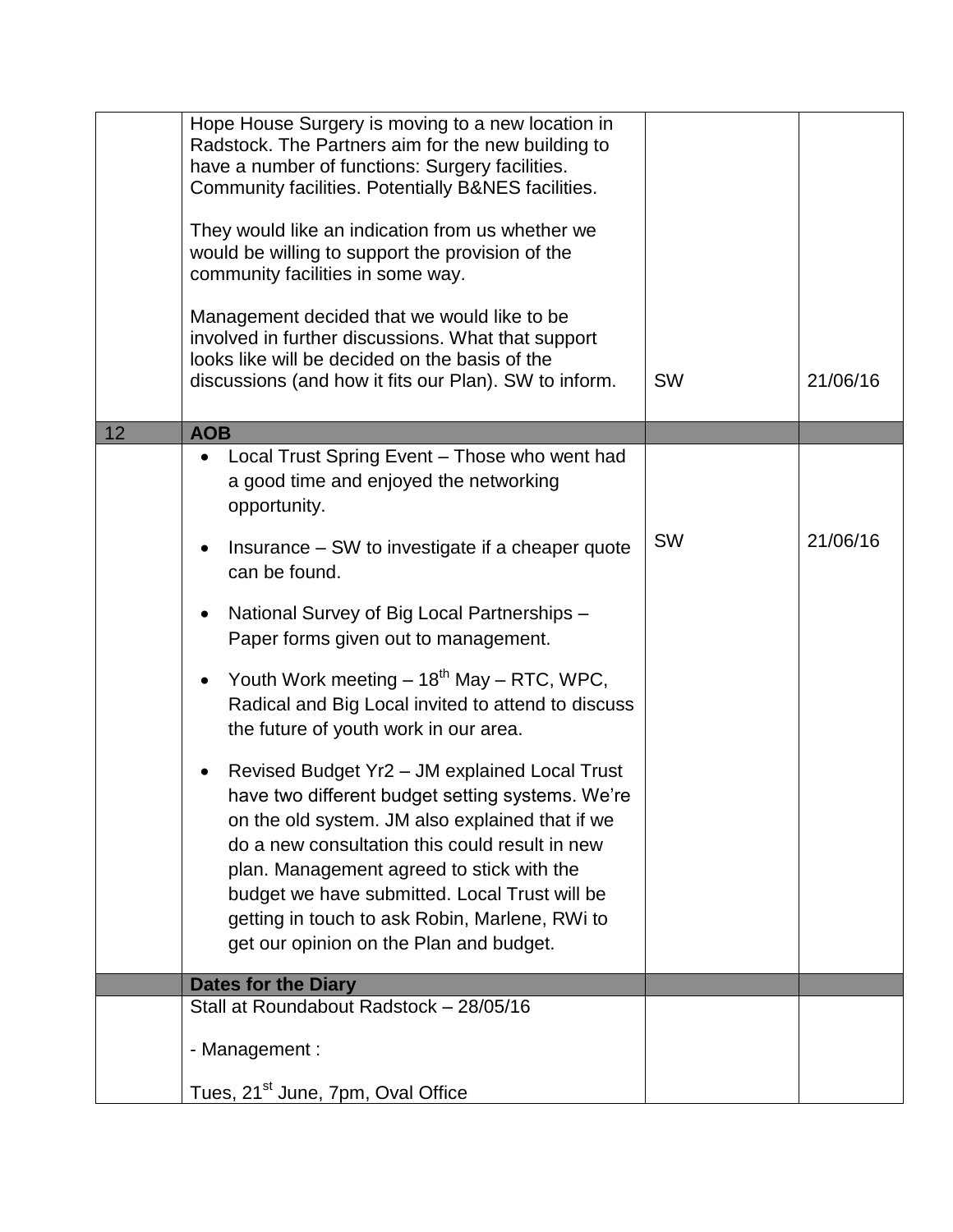| | | | |
|---|---|---|---|
| | Hope House Surgery is moving to a new location in Radstock. The Partners aim for the new building to have a number of functions: Surgery facilities. Community facilities. Potentially B&NES facilities.<br><br>They would like an indication from us whether we would be willing to support the provision of the community facilities in some way.<br><br>Management decided that we would like to be involved in further discussions. What that support looks like will be decided on the basis of the discussions (and how it fits our Plan). SW to inform. | SW | 21/06/16 |
| 12 | **AOB** | | |
| | • Local Trust Spring Event – Those who went had a good time and enjoyed the networking opportunity.<br><br>• Insurance – SW to investigate if a cheaper quote can be found.<br><br>• National Survey of Big Local Partnerships – Paper forms given out to management.<br><br>• Youth Work meeting – 18th May – RTC, WPC, Radical and Big Local invited to attend to discuss the future of youth work in our area.<br><br>• Revised Budget Yr2 – JM explained Local Trust have two different budget setting systems. We're on the old system. JM also explained that if we do a new consultation this could result in new plan. Management agreed to stick with the budget we have submitted. Local Trust will be getting in touch to ask Robin, Marlene, RWi to get our opinion on the Plan and budget. | SW | 21/06/16 |
| | **Dates for the Diary** | | |
| | Stall at Roundabout Radstock – 28/05/16<br><br>- Management :<br><br>Tues, 21st June, 7pm, Oval Office | | |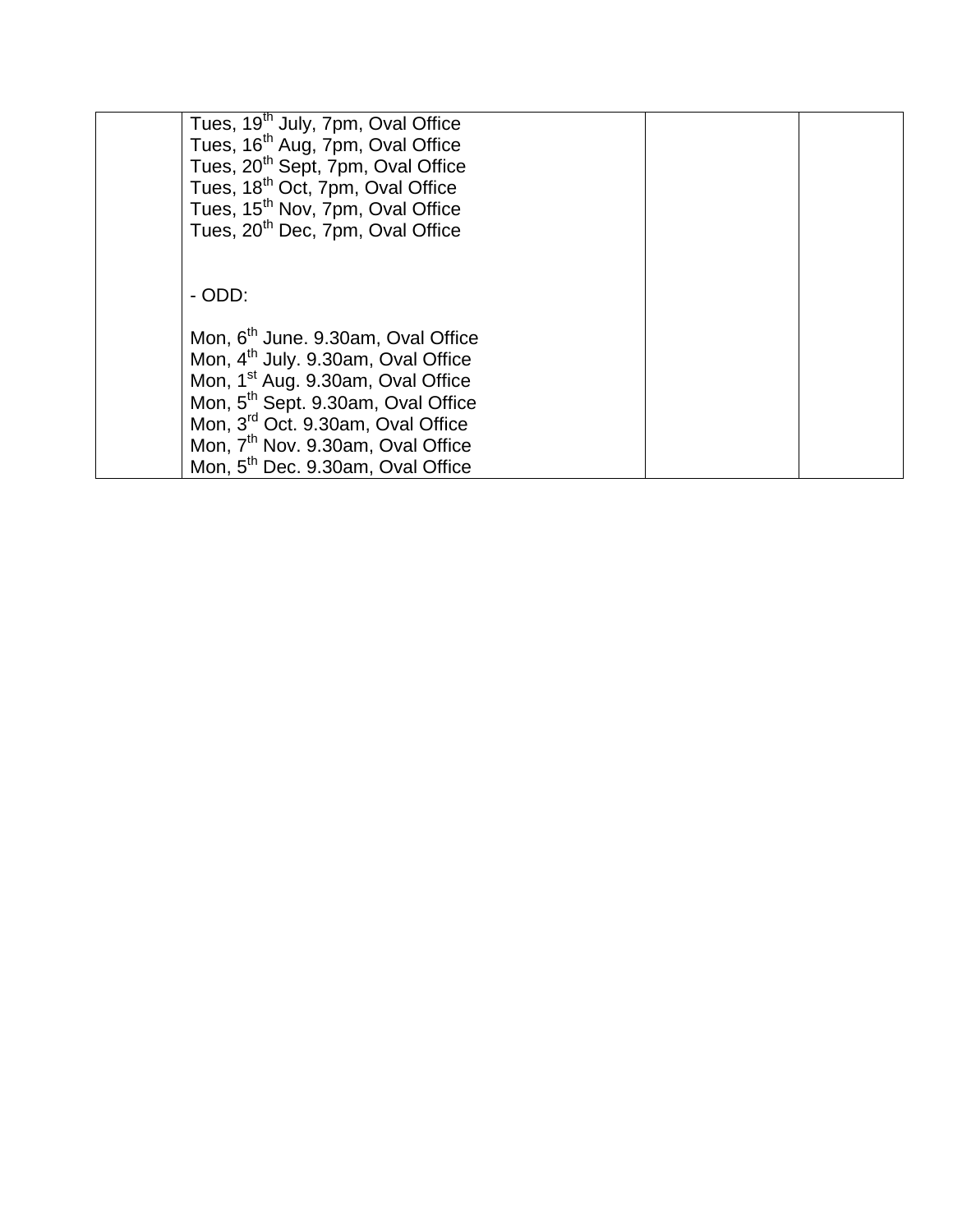| | | | |
|---|---|---|---|
| | Tues, 19th July, 7pm, Oval Office<br>Tues, 16th Aug, 7pm, Oval Office<br>Tues, 20th Sept, 7pm, Oval Office<br>Tues, 18th Oct, 7pm, Oval Office<br>Tues, 15th Nov, 7pm, Oval Office<br>Tues, 20th Dec, 7pm, Oval Office<br><br><br>- ODD:<br><br>Mon, 6th June. 9.30am, Oval Office<br>Mon, 4th July. 9.30am, Oval Office<br>Mon, 1st Aug. 9.30am, Oval Office<br>Mon, 5th Sept. 9.30am, Oval Office<br>Mon, 3rd Oct. 9.30am, Oval Office<br>Mon, 7th Nov. 9.30am, Oval Office<br>Mon, 5th Dec. 9.30am, Oval Office | | |